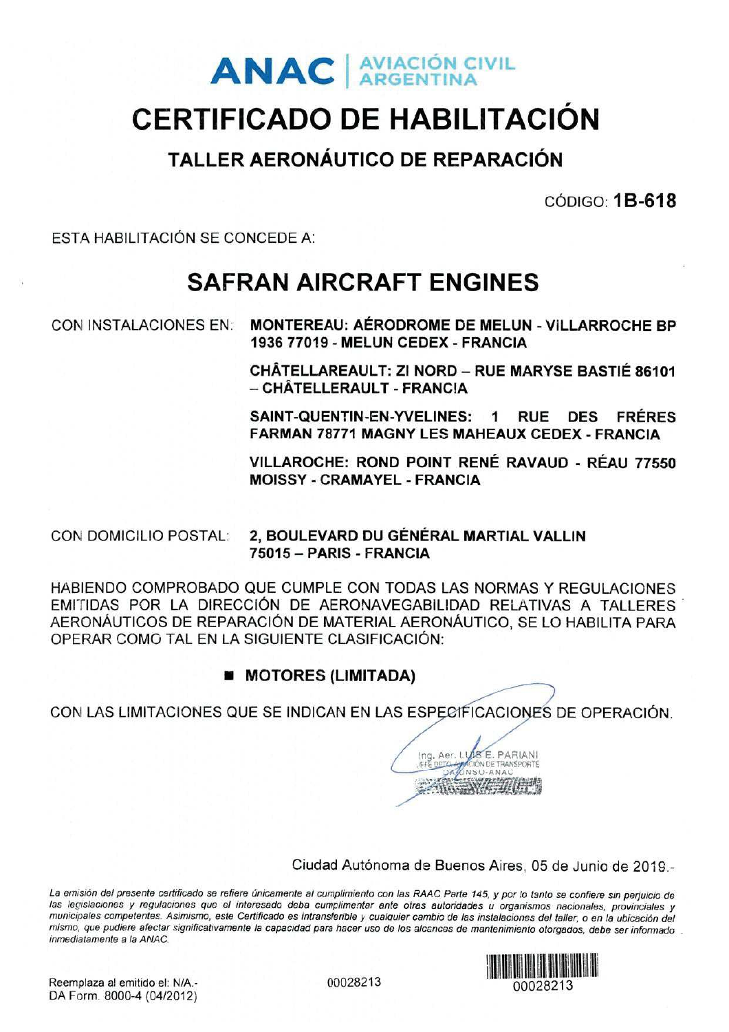**ANAC | AVIACIÓN CIVIL ARGENTINA**

# CERTIFICADO DE HABILITACIÓN

## TALLER AERONÁUTICO DE REPARACIÓN

CÓDIGO: **1B-618**

ESTA HABILITACIÓN SE CONCEDE A:

## SAFRAN AIRCRAFT ENGINES

CON INSTALACIONES EN: **MONTEREAU: AÉRODROME DE MELUN - VILLARROCHE BP 1936 77019 - MELUN CEDEX - FRANCIA**

**CHÂTELLAREAULT: ZI NORD – RUE MARYSE BASTIÉ 86101 – CHÂTELLERAULT - FRANCIA**

**SAINT-QUENTIN-EN-YVELINES: 1 RUE DES FRÉRES FARMAN 78771 MAGNY LES MAHEAUX CEDEX - FRANCIA**

**VILLAROCHE: ROND POINT RENÉ RAVAUD - RÉAU 77550 MOISSY - CRAMAYEL - FRANCIA**

CON DOMICILIO POSTAL: **2, BOULEVARD DU GÉNÉRAL MARTIAL VALLIN 75015 – PARIS - FRANCIA**

HABIENDO COMPROBADO QUE CUMPLE CON TODAS LAS NORMAS Y REGULACIONES EMITIDAS POR LA DIRECCIÓN DE AERONAVEGABILIDAD RELATIVAS A TALLERES AERONÁUTICOS DE REPARACIÓN DE MATERIAL AERONÁUTICO, SE LO HABILITA PARA OPERAR COMO TAL EN LA SIGUIENTE CLASIFICACIÓN:

- **MOTORES (LIMITADA)**

CON LAS LIMITACIONES QUE SE INDICAN EN LAS ESPECIFICACIONES DE OPERACIÓN.

Ing. Aer. LUIS E. PARIANI
JEFE DPTO. AVIACIÓN DE TRANSPORTE
DA/DNSO-ANAC

Ciudad Autónoma de Buenos Aires, 05 de Junio de 2019.-

*La emisión del presente certificado se refiere únicamente al cumplimiento con las RAAC Parte 145, y por lo tanto se confiere sin perjuicio de las legislaciones y regulaciones que el interesado deba cumplimentar ante otras autoridades u organismos nacionales, provinciales y municipales competentes. Asimismo, este Certificado es intransferible y cualquier cambio de las instalaciones del taller, o en la ubicación del mismo, que pudiere afectar significativamente la capacidad para hacer uso de los alcances de mantenimiento otorgados, debe ser informado inmediatamente a la ANAC.*

Reemplaza al emitido el: N/A.-
DA Form. 8000-4 (04/2012)

00028213

00028213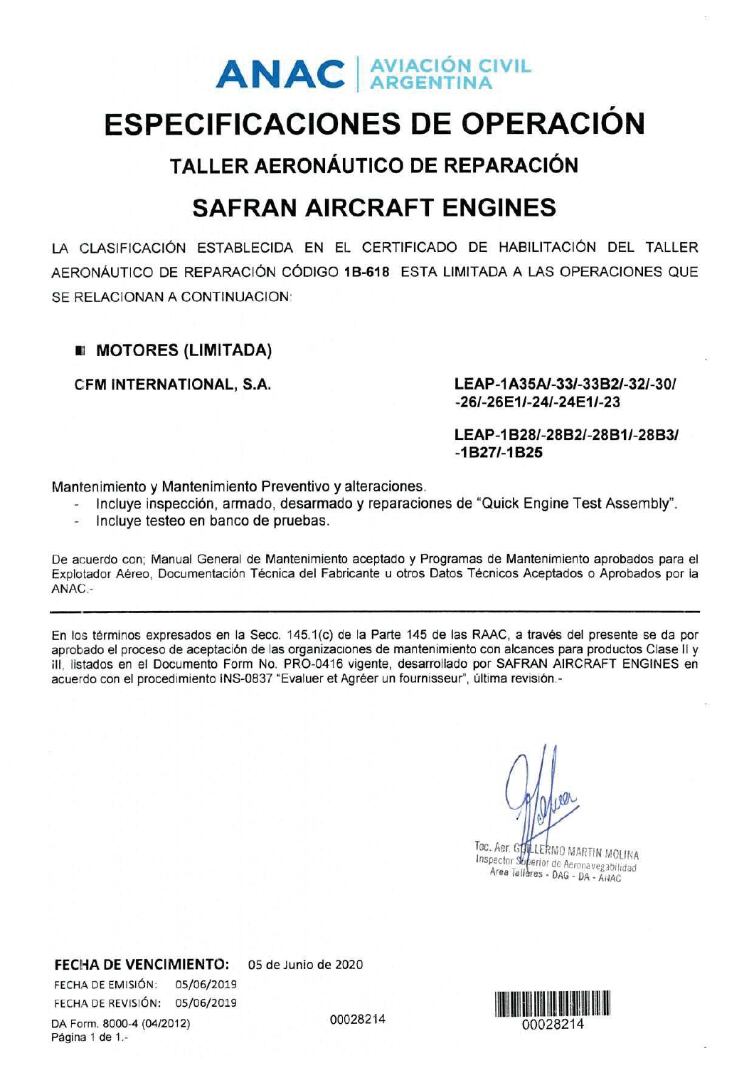ANAC | AVIACIÓN CIVIL ARGENTINA

# ESPECIFICACIONES DE OPERACIÓN

## TALLER AERONÁUTICO DE REPARACIÓN

## SAFRAN AIRCRAFT ENGINES

LA CLASIFICACIÓN ESTABLECIDA EN EL CERTIFICADO DE HABILITACIÓN DEL TALLER AERONÁUTICO DE REPARACIÓN CÓDIGO **1B-618** ESTA LIMITADA A LAS OPERACIONES QUE SE RELACIONAN A CONTINUACION:

- **MOTORES (LIMITADA)**

| | |
|---|---|
| **CFM INTERNATIONAL, S.A.** | **LEAP-1A35A/-33/-33B2/-32/-30/-26/-26E1/-24/-24E1/-23** |
| | **LEAP-1B28/-28B2/-28B1/-28B3/-1B27/-1B25** |

Mantenimiento y Mantenimiento Preventivo y alteraciones.

- Incluye inspección, armado, desarmado y reparaciones de "Quick Engine Test Assembly".
- Incluye testeo en banco de pruebas.

De acuerdo con; Manual General de Mantenimiento aceptado y Programas de Mantenimiento aprobados para el Explotador Aéreo, Documentación Técnica del Fabricante u otros Datos Técnicos Aceptados o Aprobados por la ANAC.-

---

En los términos expresados en la Secc. 145.1(c) de la Parte 145 de las RAAC, a través del presente se da por aprobado el proceso de aceptación de las organizaciones de mantenimiento con alcances para productos Clase II y III, listados en el Documento Form No. PRO-0416 vigente, desarrollado por SAFRAN AIRCRAFT ENGINES en acuerdo con el procedimiento INS-0837 "Evaluer et Agréer un fournisseur", última revisión.-

Tec. Aer. GUILLERMO MARTIN MOLINA
Inspector Superior de Aeronavegabilidad
Area Talleres - DAG - DA - ANAC

**FECHA DE VENCIMIENTO:** 05 de Junio de 2020

FECHA DE EMISIÓN: 05/06/2019

FECHA DE REVISIÓN: 05/06/2019

DA Form. 8000-4 (04/2012)

00028214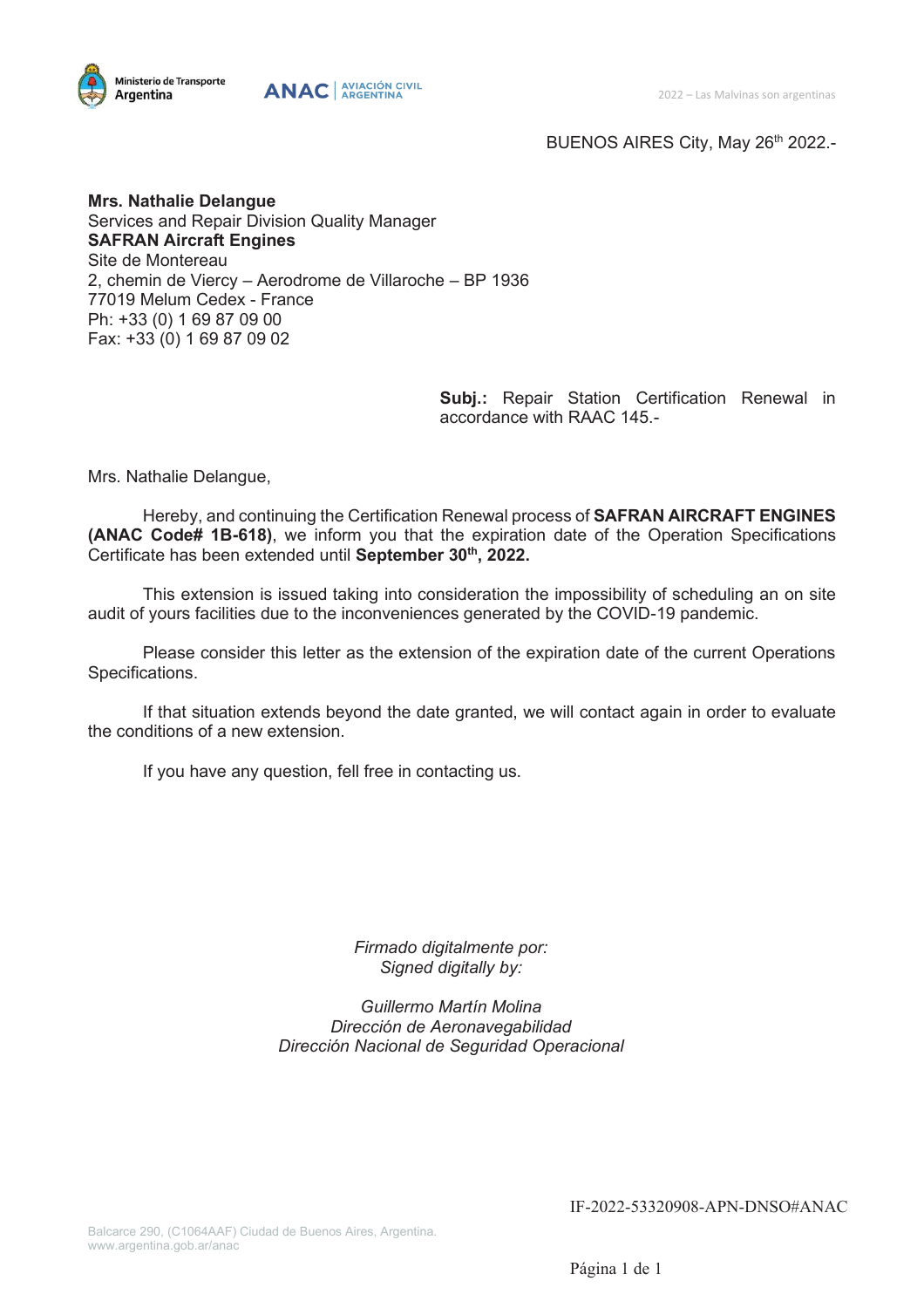Ministerio de Transporte
Argentina

ANAC | AVIACIÓN CIVIL ARGENTINA

2022 – Las Malvinas son argentinas

BUENOS AIRES City, May 26th 2022.-

**Mrs. Nathalie Delangue**
Services and Repair Division Quality Manager
**SAFRAN Aircraft Engines**
Site de Montereau
2, chemin de Viercy – Aerodrome de Villaroche – BP 1936
77019 Melum Cedex - France
Ph: +33 (0) 1 69 87 09 00
Fax: +33 (0) 1 69 87 09 02

**Subj.:** Repair Station Certification Renewal in accordance with RAAC 145.-

Mrs. Nathalie Delangue,

Hereby, and continuing the Certification Renewal process of **SAFRAN AIRCRAFT ENGINES (ANAC Code# 1B-618)**, we inform you that the expiration date of the Operation Specifications Certificate has been extended until **September 30th, 2022.**

This extension is issued taking into consideration the impossibility of scheduling an on site audit of yours facilities due to the inconveniences generated by the COVID-19 pandemic.

Please consider this letter as the extension of the expiration date of the current Operations Specifications.

If that situation extends beyond the date granted, we will contact again in order to evaluate the conditions of a new extension.

If you have any question, fell free in contacting us.

*Firmado digitalmente por:*
*Signed digitally by:*

*Guillermo Martín Molina*
*Dirección de Aeronavegabilidad*
*Dirección Nacional de Seguridad Operacional*

IF-2022-53320908-APN-DNSO#ANAC

Balcarce 290, (C1064AAF) Ciudad de Buenos Aires, Argentina.
www.argentina.gob.ar/anac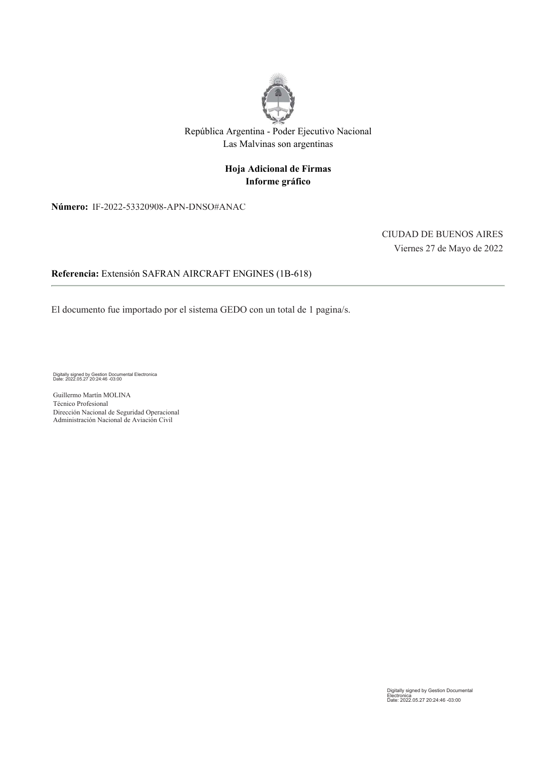República Argentina - Poder Ejecutivo Nacional
Las Malvinas son argentinas

**Hoja Adicional de Firmas**
**Informe gráfico**

**Número:** IF-2022-53320908-APN-DNSO#ANAC

CIUDAD DE BUENOS AIRES
Viernes 27 de Mayo de 2022

**Referencia:** Extensión SAFRAN AIRCRAFT ENGINES (1B-618)

---

El documento fue importado por el sistema GEDO con un total de 1 pagina/s.

Digitally signed by Gestion Documental Electronica
Date: 2022.05.27 20:24:46 -03:00

Guillermo Martín MOLINA
Técnico Profesional
Dirección Nacional de Seguridad Operacional
Administración Nacional de Aviación Civil

Digitally signed by Gestion Documental Electronica
Date: 2022.05.27 20:24:46 -03:00